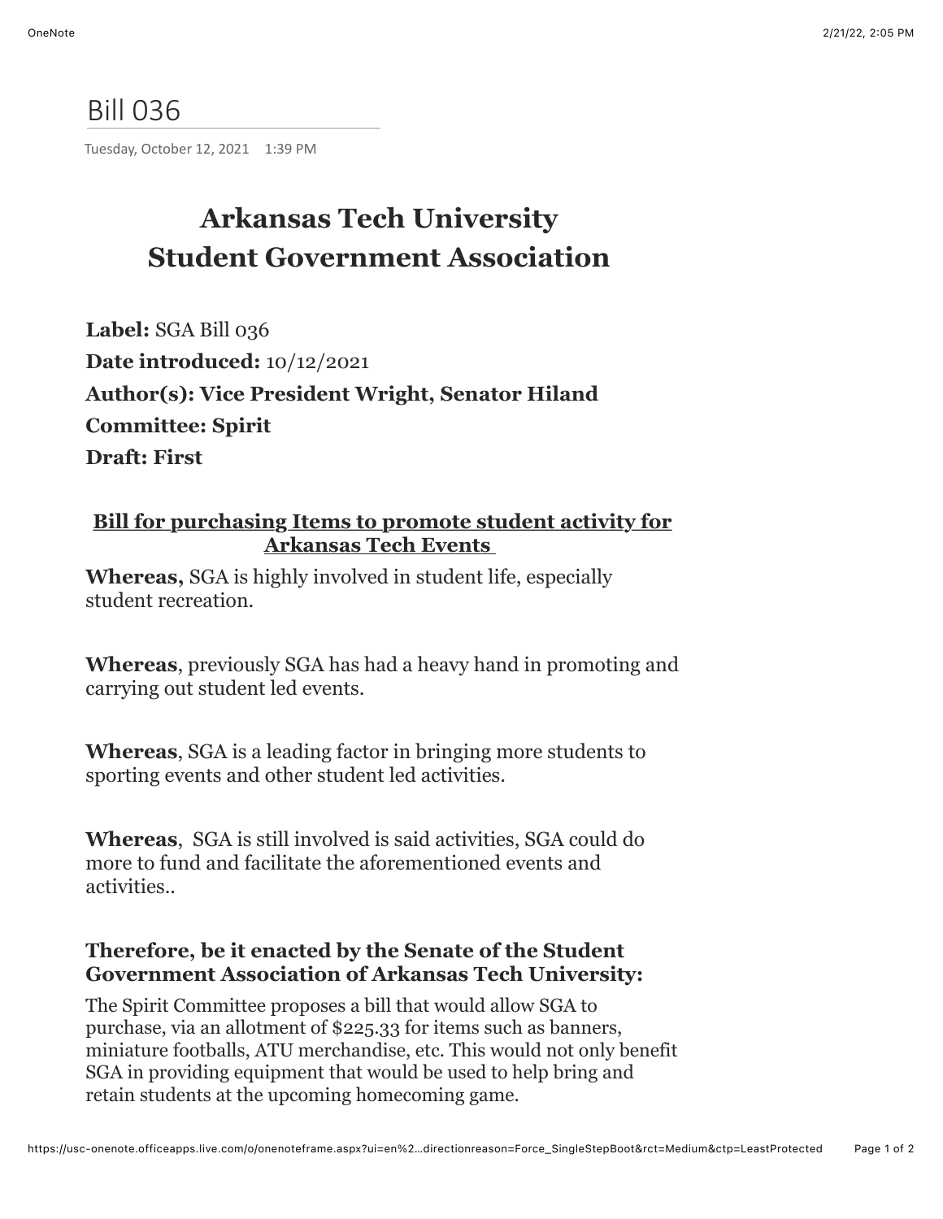# Bill 036

Tuesday, October 12, 2021 1:39 PM

## Arkansas Tech University
## Student Government Association

**Label:** SGA Bill 036
**Date introduced:** 10/12/2021
**Author(s): Vice President Wright, Senator Hiland**
**Committee: Spirit**
**Draft: First**

**<u>Bill for purchasing Items to promote student activity for Arkansas Tech Events</u>**

**Whereas,** SGA is highly involved in student life, especially student recreation.

**Whereas**, previously SGA has had a heavy hand in promoting and carrying out student led events.

**Whereas**, SGA is a leading factor in bringing more students to sporting events and other student led activities.

**Whereas**, SGA is still involved is said activities, SGA could do more to fund and facilitate the aforementioned events and activities..

**Therefore, be it enacted by the Senate of the Student Government Association of Arkansas Tech University:**

The Spirit Committee proposes a bill that would allow SGA to purchase, via an allotment of $225.33 for items such as banners, miniature footballs, ATU merchandise, etc. This would not only benefit SGA in providing equipment that would be used to help bring and retain students at the upcoming homecoming game.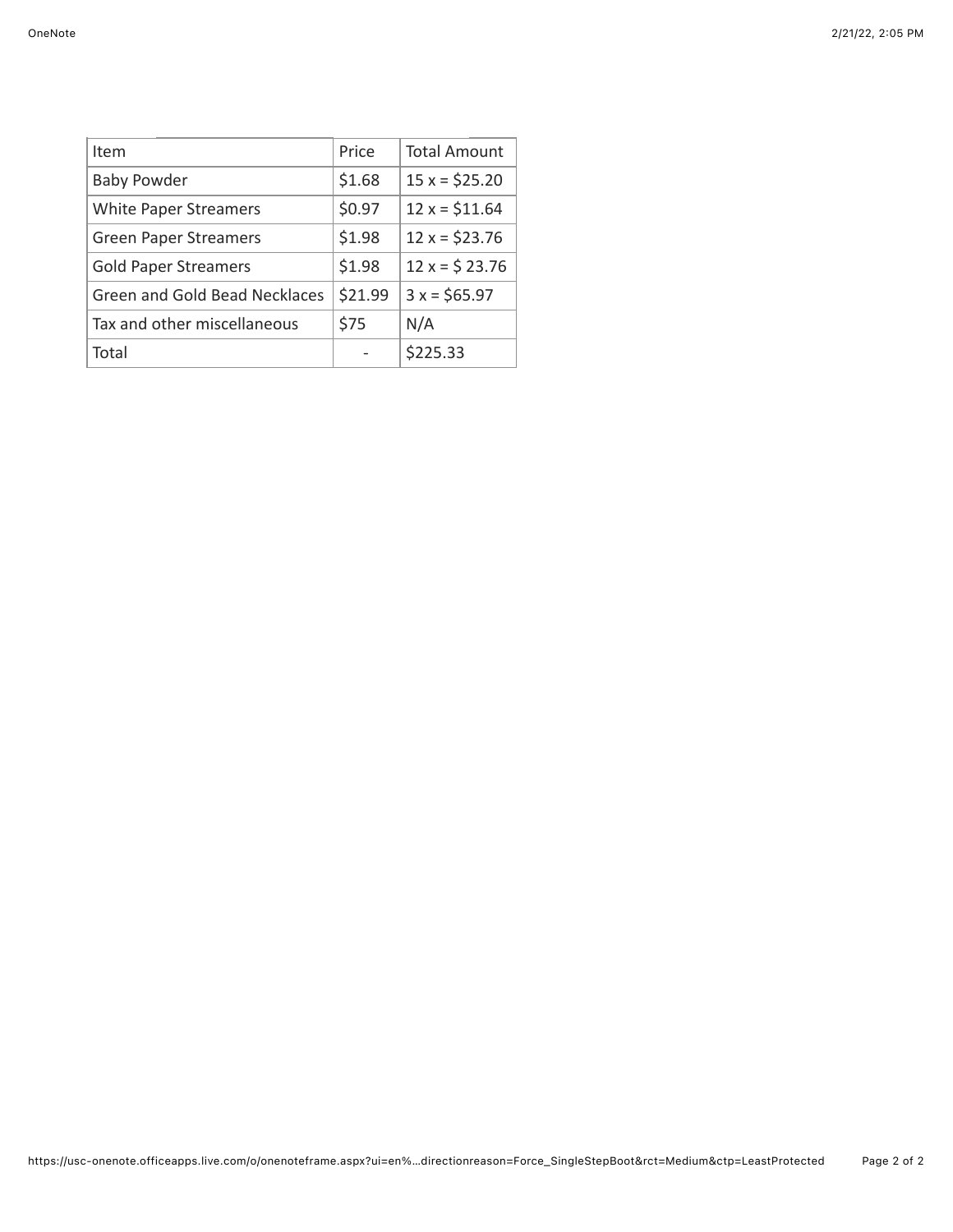| Item | Price | Total Amount |
| --- | --- | --- |
| Baby Powder | $1.68 | 15 x = $25.20 |
| White Paper Streamers | $0.97 | 12 x = $11.64 |
| Green Paper Streamers | $1.98 | 12 x = $23.76 |
| Gold Paper Streamers | $1.98 | 12 x = $ 23.76 |
| Green and Gold Bead Necklaces | $21.99 | 3 x = $65.97 |
| Tax and other miscellaneous | $75 | N/A |
| Total | - | $225.33 |